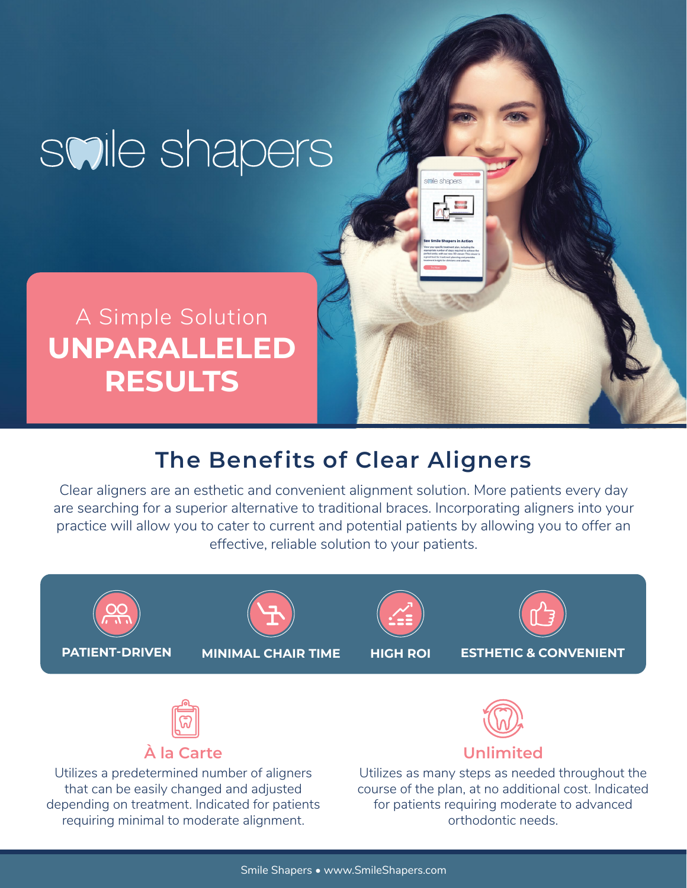# smile shapers

A Simple Solution
**UNPARALLELED RESULTS**

## The Benefits of Clear Aligners

Clear aligners are an esthetic and convenient alignment solution. More patients every day are searching for a superior alternative to traditional braces. Incorporating aligners into your practice will allow you to cater to current and potential patients by allowing you to offer an effective, reliable solution to your patients.

- **PATIENT-DRIVEN**
- **MINIMAL CHAIR TIME**
- **HIGH ROI**
- **ESTHETIC & CONVENIENT**

### À la Carte

Utilizes a predetermined number of aligners that can be easily changed and adjusted depending on treatment. Indicated for patients requiring minimal to moderate alignment.

### Unlimited

Utilizes as many steps as needed throughout the course of the plan, at no additional cost. Indicated for patients requiring moderate to advanced orthodontic needs.

Smile Shapers • www.SmileShapers.com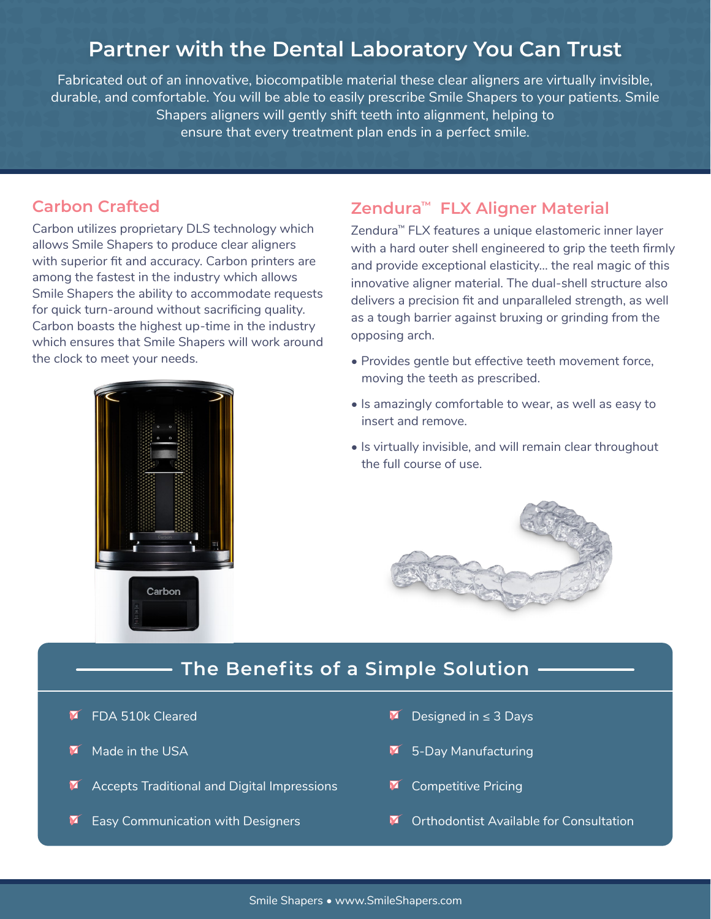# Partner with the Dental Laboratory You Can Trust

Fabricated out of an innovative, biocompatible material these clear aligners are virtually invisible, durable, and comfortable. You will be able to easily prescribe Smile Shapers to your patients. Smile Shapers aligners will gently shift teeth into alignment, helping to ensure that every treatment plan ends in a perfect smile.

## Carbon Crafted

Carbon utilizes proprietary DLS technology which allows Smile Shapers to produce clear aligners with superior fit and accuracy. Carbon printers are among the fastest in the industry which allows Smile Shapers the ability to accommodate requests for quick turn-around without sacrificing quality. Carbon boasts the highest up-time in the industry which ensures that Smile Shapers will work around the clock to meet your needs.

## Zendura™ FLX Aligner Material

Zendura™ FLX features a unique elastomeric inner layer with a hard outer shell engineered to grip the teeth firmly and provide exceptional elasticity... the real magic of this innovative aligner material. The dual-shell structure also delivers a precision fit and unparalleled strength, as well as a tough barrier against bruxing or grinding from the opposing arch.

- Provides gentle but effective teeth movement force, moving the teeth as prescribed.
- Is amazingly comfortable to wear, as well as easy to insert and remove.
- Is virtually invisible, and will remain clear throughout the full course of use.

## The Benefits of a Simple Solution

- FDA 510k Cleared
- Made in the USA
- Accepts Traditional and Digital Impressions
- Easy Communication with Designers
- Designed in ≤ 3 Days
- 5-Day Manufacturing
- Competitive Pricing
- Orthodontist Available for Consultation

Smile Shapers • www.SmileShapers.com